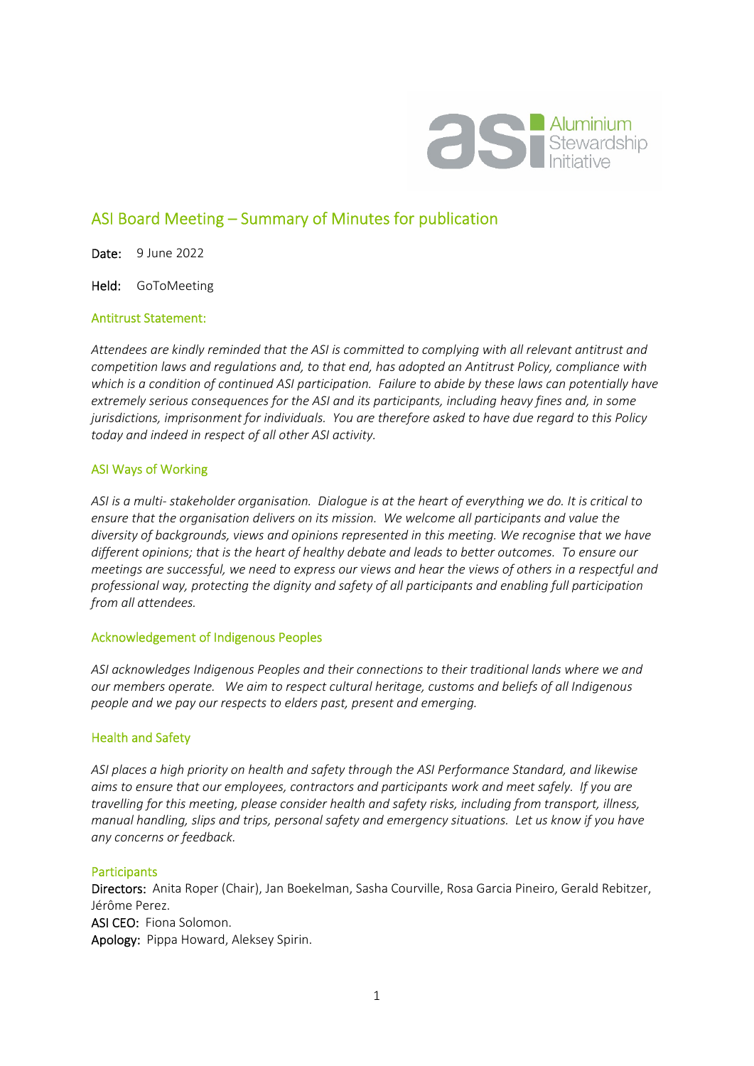# ASI Board Meeting – Summary of Minutes for publication

**Date:** 9 June 2022

**Held:** GoToMeeting

## Antitrust Statement:

*Attendees are kindly reminded that the ASI is committed to complying with all relevant antitrust and competition laws and regulations and, to that end, has adopted an Antitrust Policy, compliance with which is a condition of continued ASI participation. Failure to abide by these laws can potentially have extremely serious consequences for the ASI and its participants, including heavy fines and, in some jurisdictions, imprisonment for individuals. You are therefore asked to have due regard to this Policy today and indeed in respect of all other ASI activity.*

## ASI Ways of Working

*ASI is a multi- stakeholder organisation. Dialogue is at the heart of everything we do. It is critical to ensure that the organisation delivers on its mission. We welcome all participants and value the diversity of backgrounds, views and opinions represented in this meeting. We recognise that we have different opinions; that is the heart of healthy debate and leads to better outcomes. To ensure our meetings are successful, we need to express our views and hear the views of others in a respectful and professional way, protecting the dignity and safety of all participants and enabling full participation from all attendees.*

## Acknowledgement of Indigenous Peoples

*ASI acknowledges Indigenous Peoples and their connections to their traditional lands where we and our members operate. We aim to respect cultural heritage, customs and beliefs of all Indigenous people and we pay our respects to elders past, present and emerging.*

## Health and Safety

*ASI places a high priority on health and safety through the ASI Performance Standard, and likewise aims to ensure that our employees, contractors and participants work and meet safely. If you are travelling for this meeting, please consider health and safety risks, including from transport, illness, manual handling, slips and trips, personal safety and emergency situations. Let us know if you have any concerns or feedback.*

## Participants

**Directors:** Anita Roper (Chair), Jan Boekelman, Sasha Courville, Rosa Garcia Pineiro, Gerald Rebitzer, Jérôme Perez.
**ASI CEO:** Fiona Solomon.
**Apology:** Pippa Howard, Aleksey Spirin.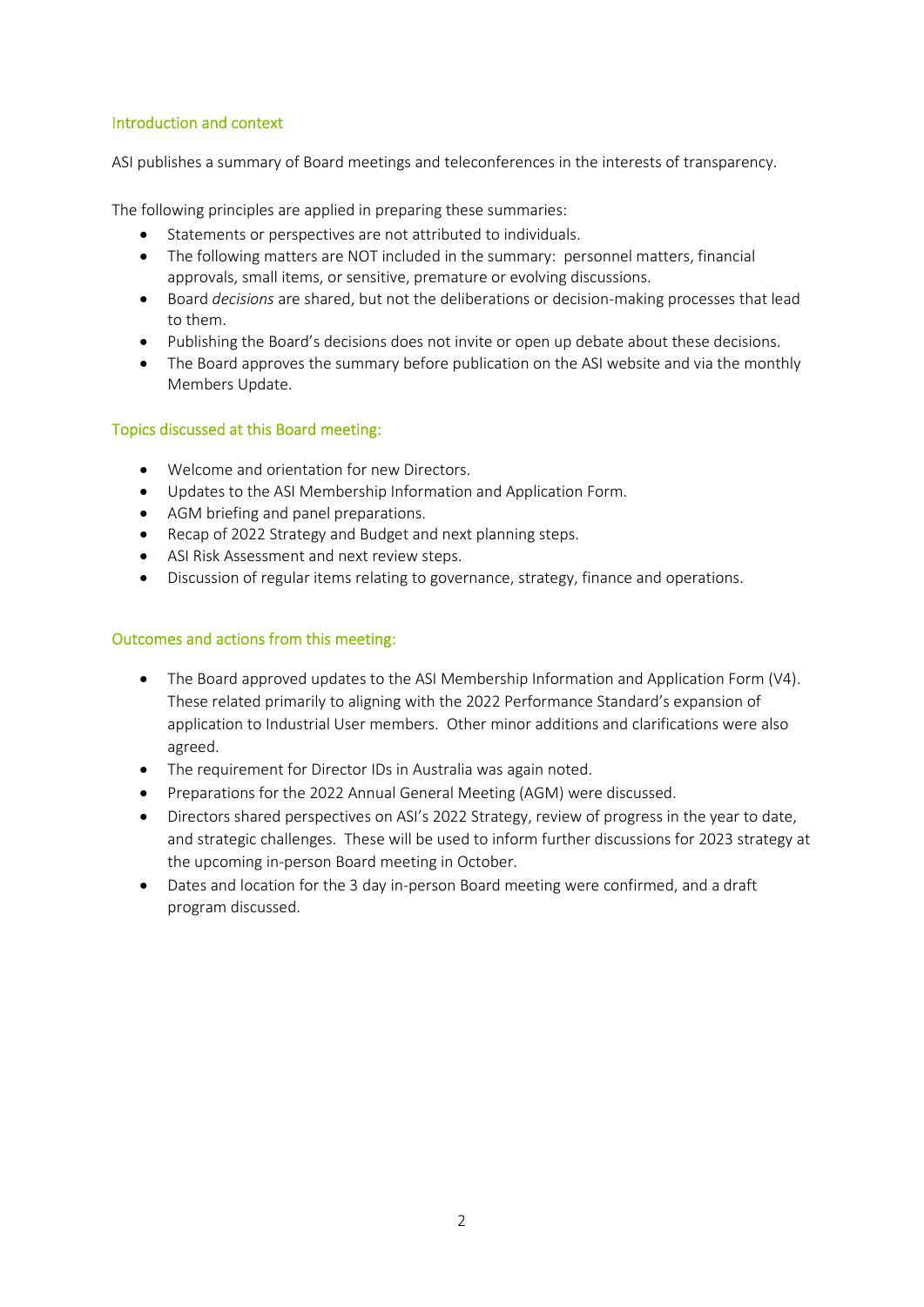## Introduction and context

ASI publishes a summary of Board meetings and teleconferences in the interests of transparency.

The following principles are applied in preparing these summaries:

- Statements or perspectives are not attributed to individuals.
- The following matters are NOT included in the summary: personnel matters, financial approvals, small items, or sensitive, premature or evolving discussions.
- Board *decisions* are shared, but not the deliberations or decision-making processes that lead to them.
- Publishing the Board's decisions does not invite or open up debate about these decisions.
- The Board approves the summary before publication on the ASI website and via the monthly Members Update.

## Topics discussed at this Board meeting:

- Welcome and orientation for new Directors.
- Updates to the ASI Membership Information and Application Form.
- AGM briefing and panel preparations.
- Recap of 2022 Strategy and Budget and next planning steps.
- ASI Risk Assessment and next review steps.
- Discussion of regular items relating to governance, strategy, finance and operations.

## Outcomes and actions from this meeting:

- The Board approved updates to the ASI Membership Information and Application Form (V4). These related primarily to aligning with the 2022 Performance Standard's expansion of application to Industrial User members. Other minor additions and clarifications were also agreed.
- The requirement for Director IDs in Australia was again noted.
- Preparations for the 2022 Annual General Meeting (AGM) were discussed.
- Directors shared perspectives on ASI's 2022 Strategy, review of progress in the year to date, and strategic challenges. These will be used to inform further discussions for 2023 strategy at the upcoming in-person Board meeting in October.
- Dates and location for the 3 day in-person Board meeting were confirmed, and a draft program discussed.